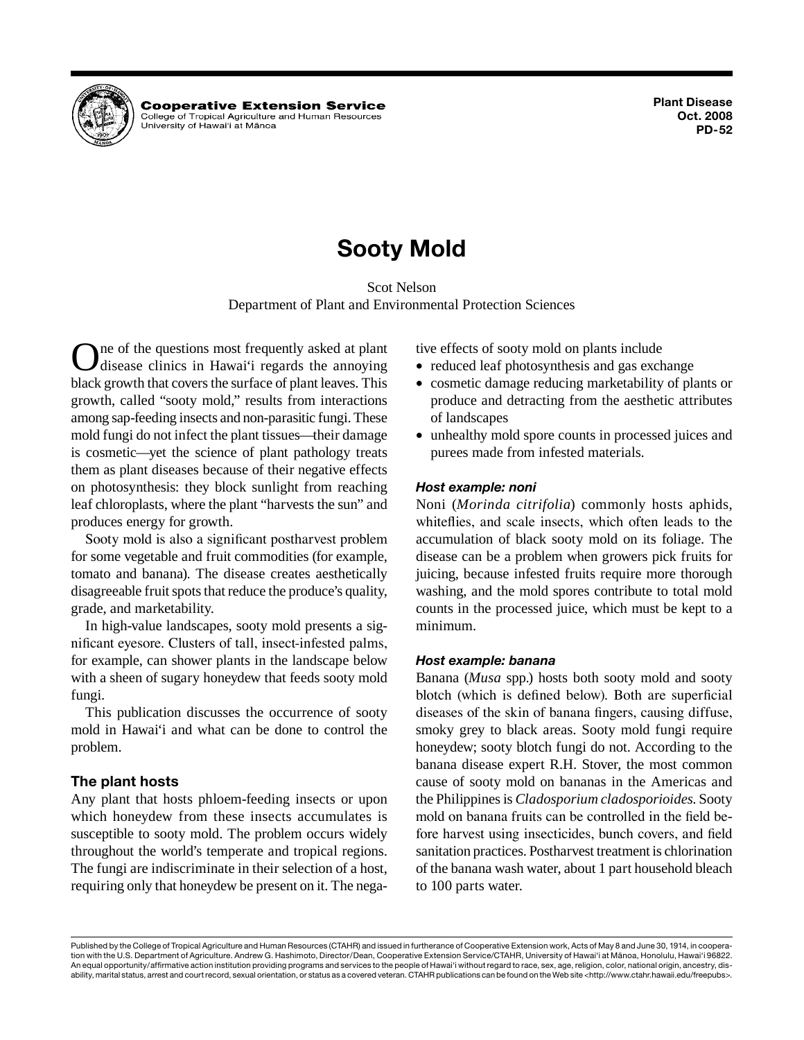Cooperative Extension Service
College of Tropical Agriculture and Human Resources
University of Hawai'i at Mānoa

Plant Disease
Oct. 2008
PD-52

# Sooty Mold

Scot Nelson
Department of Plant and Environmental Protection Sciences

One of the questions most frequently asked at plant disease clinics in Hawai'i regards the annoying black growth that covers the surface of plant leaves. This growth, called "sooty mold," results from interactions among sap-feeding insects and non-parasitic fungi. These mold fungi do not infect the plant tissues—their damage is cosmetic—yet the science of plant pathology treats them as plant diseases because of their negative effects on photosynthesis: they block sunlight from reaching leaf chloroplasts, where the plant "harvests the sun" and produces energy for growth.

Sooty mold is also a significant postharvest problem for some vegetable and fruit commodities (for example, tomato and banana). The disease creates aesthetically disagreeable fruit spots that reduce the produce's quality, grade, and marketability.

In high-value landscapes, sooty mold presents a significant eyesore. Clusters of tall, insect-infested palms, for example, can shower plants in the landscape below with a sheen of sugary honeydew that feeds sooty mold fungi.

This publication discusses the occurrence of sooty mold in Hawai'i and what can be done to control the problem.

## The plant hosts

Any plant that hosts phloem-feeding insects or upon which honeydew from these insects accumulates is susceptible to sooty mold. The problem occurs widely throughout the world's temperate and tropical regions. The fungi are indiscriminate in their selection of a host, requiring only that honeydew be present on it. The negative effects of sooty mold on plants include

- reduced leaf photosynthesis and gas exchange
- cosmetic damage reducing marketability of plants or produce and detracting from the aesthetic attributes of landscapes
- unhealthy mold spore counts in processed juices and purees made from infested materials.

### *Host example: noni*

Noni (*Morinda citrifolia*) commonly hosts aphids, whiteflies, and scale insects, which often leads to the accumulation of black sooty mold on its foliage. The disease can be a problem when growers pick fruits for juicing, because infested fruits require more thorough washing, and the mold spores contribute to total mold counts in the processed juice, which must be kept to a minimum.

### *Host example: banana*

Banana (*Musa* spp.) hosts both sooty mold and sooty blotch (which is defined below). Both are superficial diseases of the skin of banana fingers, causing diffuse, smoky grey to black areas. Sooty mold fungi require honeydew; sooty blotch fungi do not. According to the banana disease expert R.H. Stover, the most common cause of sooty mold on bananas in the Americas and the Philippines is *Cladosporium cladosporioides.* Sooty mold on banana fruits can be controlled in the field before harvest using insecticides, bunch covers, and field sanitation practices. Postharvest treatment is chlorination of the banana wash water, about 1 part household bleach to 100 parts water.

Published by the College of Tropical Agriculture and Human Resources (CTAHR) and issued in furtherance of Cooperative Extension work, Acts of May 8 and June 30, 1914, in cooperation with the U.S. Department of Agriculture. Andrew G. Hashimoto, Director/Dean, Cooperative Extension Service/CTAHR, University of Hawai'i at Mānoa, Honolulu, Hawai'i 96822. An equal opportunity/affirmative action institution providing programs and services to the people of Hawai'i without regard to race, sex, age, religion, color, national origin, ancestry, disability, marital status, arrest and court record, sexual orientation, or status as a covered veteran. CTAHR publications can be found on the Web site <http://www.ctahr.hawaii.edu/freepubs>.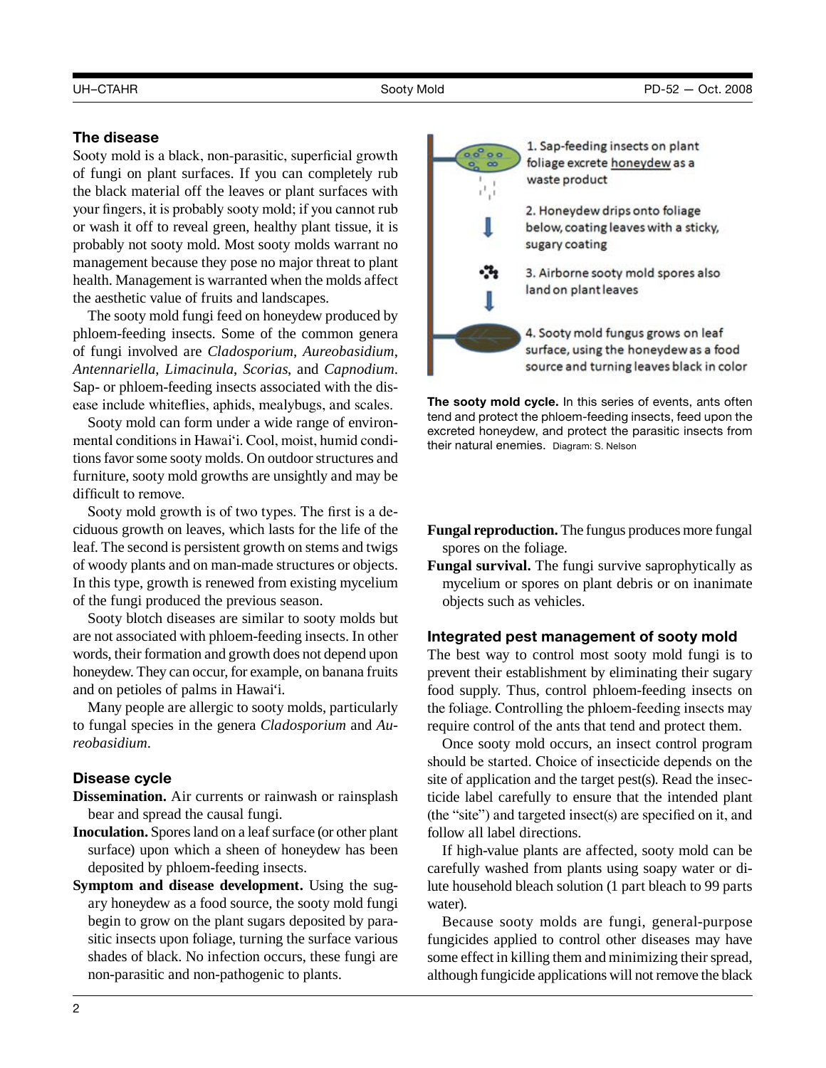## The disease

Sooty mold is a black, non-parasitic, superficial growth of fungi on plant surfaces. If you can completely rub the black material off the leaves or plant surfaces with your fingers, it is probably sooty mold; if you cannot rub or wash it off to reveal green, healthy plant tissue, it is probably not sooty mold. Most sooty molds warrant no management because they pose no major threat to plant health. Management is warranted when the molds affect the aesthetic value of fruits and landscapes.

The sooty mold fungi feed on honeydew produced by phloem-feeding insects. Some of the common genera of fungi involved are *Cladosporium*, *Aureobasidium*, *Antennariella*, *Limacinula*, *Scorias*, and *Capnodium*. Sap- or phloem-feeding insects associated with the disease include whiteflies, aphids, mealybugs, and scales.

Sooty mold can form under a wide range of environmental conditions in Hawai'i. Cool, moist, humid conditions favor some sooty molds. On outdoor structures and furniture, sooty mold growths are unsightly and may be difficult to remove.

Sooty mold growth is of two types. The first is a deciduous growth on leaves, which lasts for the life of the leaf. The second is persistent growth on stems and twigs of woody plants and on man-made structures or objects. In this type, growth is renewed from existing mycelium of the fungi produced the previous season.

Sooty blotch diseases are similar to sooty molds but are not associated with phloem-feeding insects. In other words, their formation and growth does not depend upon honeydew. They can occur, for example, on banana fruits and on petioles of palms in Hawai'i.

Many people are allergic to sooty molds, particularly to fungal species in the genera *Cladosporium* and *Aureobasidium*.

## Disease cycle

**Dissemination.** Air currents or rainwash or rainsplash bear and spread the causal fungi.

**Inoculation.** Spores land on a leaf surface (or other plant surface) upon which a sheen of honeydew has been deposited by phloem-feeding insects.

**Symptom and disease development.** Using the sugary honeydew as a food source, the sooty mold fungi begin to grow on the plant sugars deposited by parasitic insects upon foliage, turning the surface various shades of black. No infection occurs, these fungi are non-parasitic and non-pathogenic to plants.

1. Sap-feeding insects on plant foliage excrete honeydew as a waste product
2. Honeydew drips onto foliage below, coating leaves with a sticky, sugary coating
3. Airborne sooty mold spores also land on plant leaves
4. Sooty mold fungus grows on leaf surface, using the honeydew as a food source and turning leaves black in color

**The sooty mold cycle.** In this series of events, ants often tend and protect the phloem-feeding insects, feed upon the excreted honeydew, and protect the parasitic insects from their natural enemies. Diagram: S. Nelson

**Fungal reproduction.** The fungus produces more fungal spores on the foliage.

**Fungal survival.** The fungi survive saprophytically as mycelium or spores on plant debris or on inanimate objects such as vehicles.

## Integrated pest management of sooty mold

The best way to control most sooty mold fungi is to prevent their establishment by eliminating their sugary food supply. Thus, control phloem-feeding insects on the foliage. Controlling the phloem-feeding insects may require control of the ants that tend and protect them.

Once sooty mold occurs, an insect control program should be started. Choice of insecticide depends on the site of application and the target pest(s). Read the insecticide label carefully to ensure that the intended plant (the "site") and targeted insect(s) are specified on it, and follow all label directions.

If high-value plants are affected, sooty mold can be carefully washed from plants using soapy water or dilute household bleach solution (1 part bleach to 99 parts water).

Because sooty molds are fungi, general-purpose fungicides applied to control other diseases may have some effect in killing them and minimizing their spread, although fungicide applications will not remove the black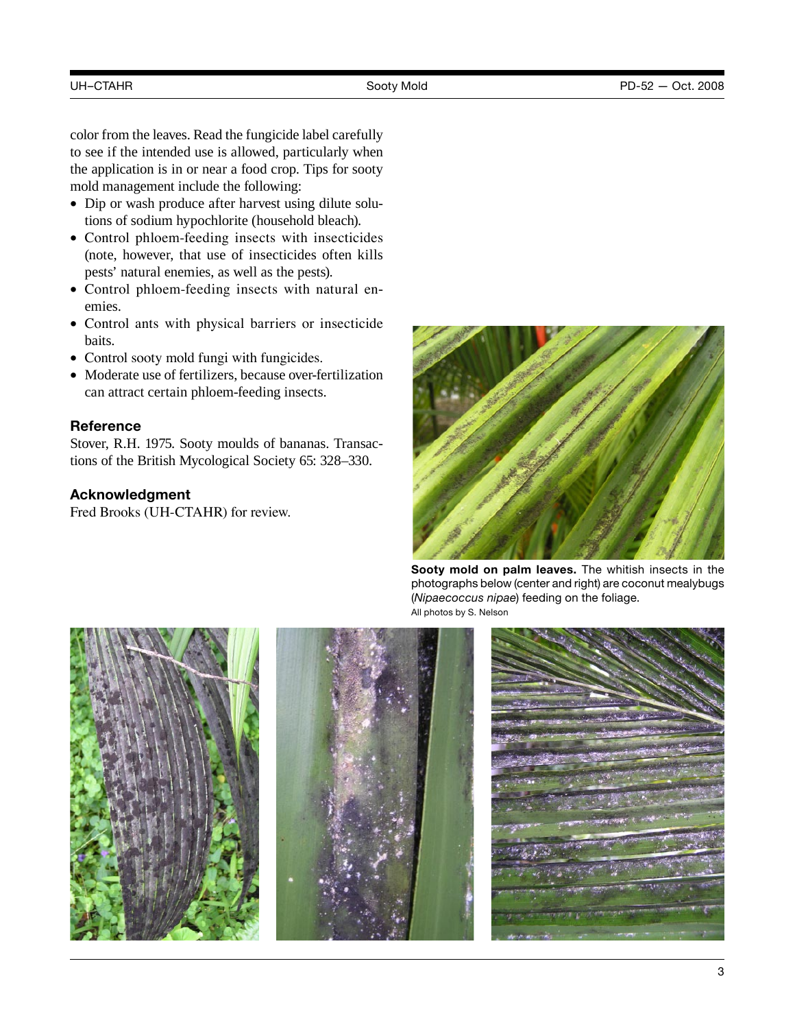color from the leaves. Read the fungicide label carefully to see if the intended use is allowed, particularly when the application is in or near a food crop. Tips for sooty mold management include the following:

- Dip or wash produce after harvest using dilute solutions of sodium hypochlorite (household bleach).
- Control phloem-feeding insects with insecticides (note, however, that use of insecticides often kills pests' natural enemies, as well as the pests).
- Control phloem-feeding insects with natural enemies.
- Control ants with physical barriers or insecticide baits.
- Control sooty mold fungi with fungicides.
- Moderate use of fertilizers, because over-fertilization can attract certain phloem-feeding insects.

### Reference

Stover, R.H. 1975. Sooty moulds of bananas. Transactions of the British Mycological Society 65: 328–330.

### Acknowledgment

Fred Brooks (UH-CTAHR) for review.

**Sooty mold on palm leaves.** The whitish insects in the photographs below (center and right) are coconut mealybugs (*Nipaecoccus nipae*) feeding on the foliage.

All photos by S. Nelson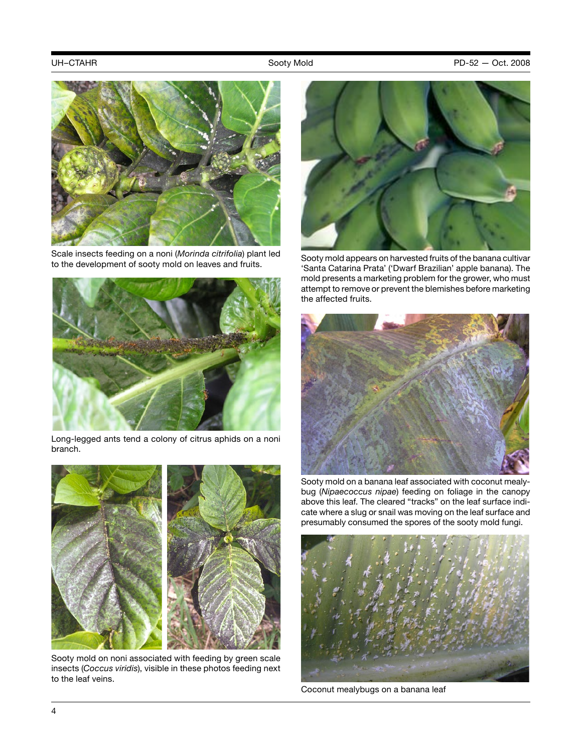Scale insects feeding on a noni (*Morinda citrifolia*) plant led to the development of sooty mold on leaves and fruits.

Long-legged ants tend a colony of citrus aphids on a noni branch.

Sooty mold on noni associated with feeding by green scale insects (*Coccus viridis*), visible in these photos feeding next to the leaf veins.

Sooty mold appears on harvested fruits of the banana cultivar 'Santa Catarina Prata' ('Dwarf Brazilian' apple banana). The mold presents a marketing problem for the grower, who must attempt to remove or prevent the blemishes before marketing the affected fruits.

Sooty mold on a banana leaf associated with coconut mealybug (*Nipaecoccus nipae*) feeding on foliage in the canopy above this leaf. The cleared "tracks" on the leaf surface indicate where a slug or snail was moving on the leaf surface and presumably consumed the spores of the sooty mold fungi.

Coconut mealybugs on a banana leaf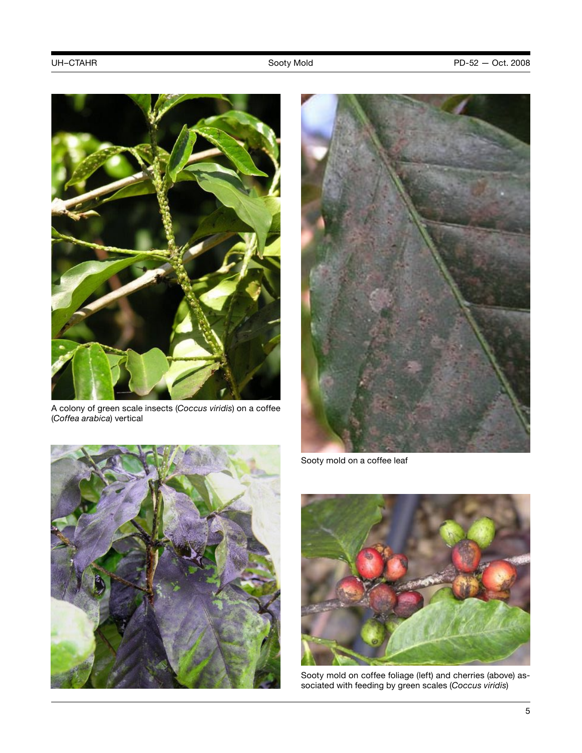A colony of green scale insects (*Coccus viridis*) on a coffee (*Coffea arabica*) vertical

Sooty mold on a coffee leaf

Sooty mold on coffee foliage (left) and cherries (above) associated with feeding by green scales (*Coccus viridis*)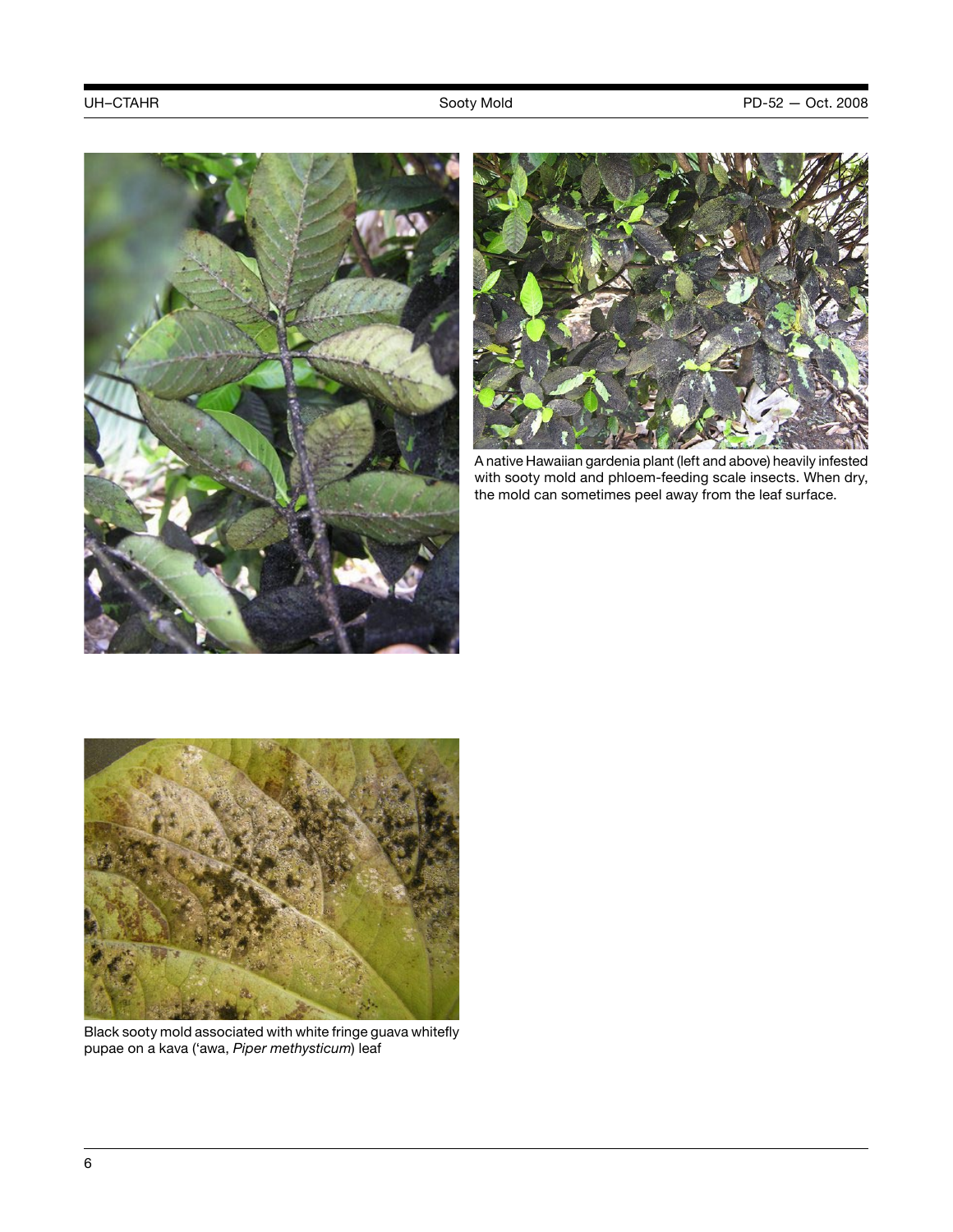A native Hawaiian gardenia plant (left and above) heavily infested with sooty mold and phloem-feeding scale insects. When dry, the mold can sometimes peel away from the leaf surface.

Black sooty mold associated with white fringe guava whitefly pupae on a kava (ʻawa, *Piper methysticum*) leaf